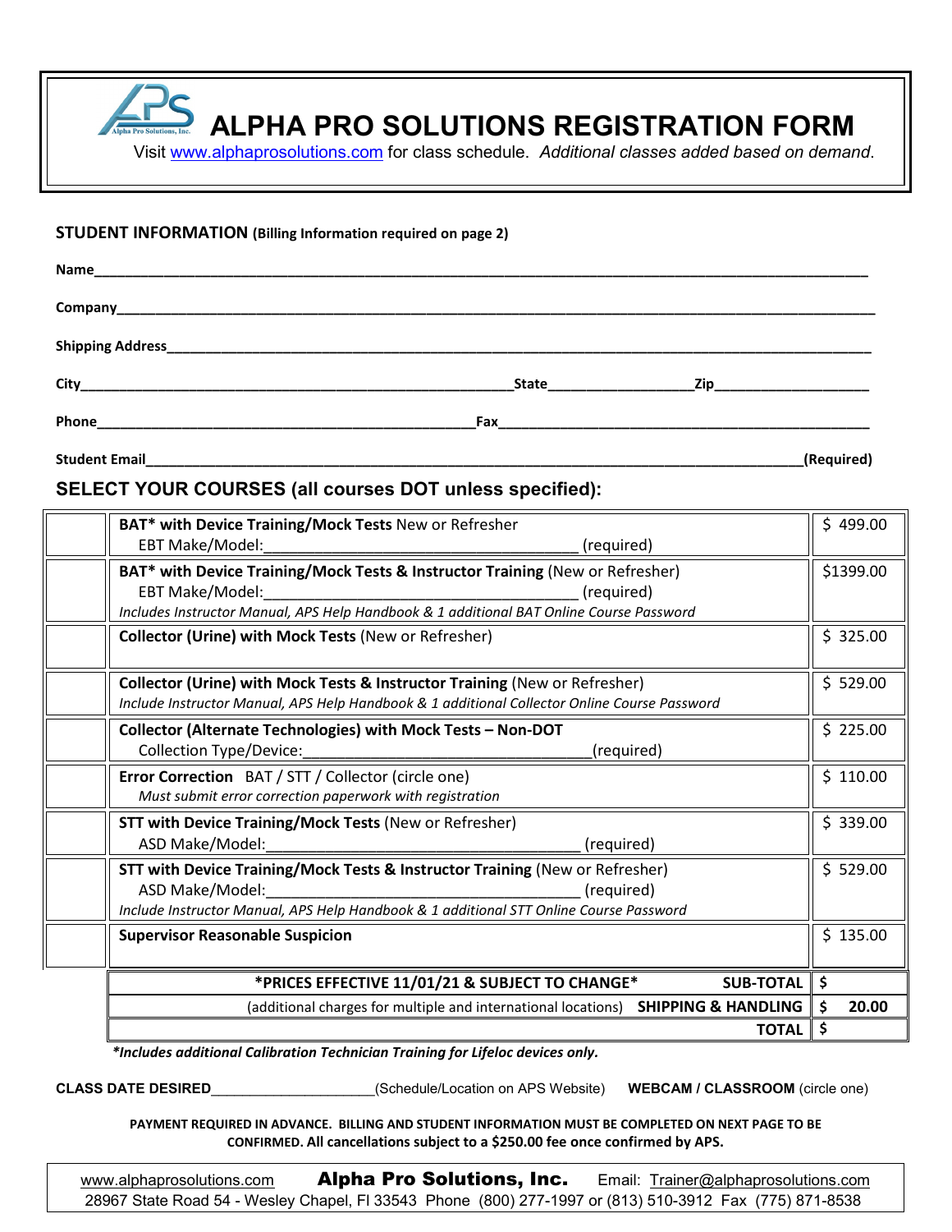# ALPHA PRO SOLUTIONS REGISTRATION FORM

Visit www.alphaprosolutions.com for class schedule. *Additional classes added based on demand*.

**STUDENT INFORMATION** **(Billing Information required on page 2)**

**Name**______________________________________________

**Company**______________________________________________

**Shipping Address**______________________________________________

**City**______________________________ **State**______________ **Zip**______________

**Phone**______________________________ **Fax**______________________________

**Student Email**______________________________________________ **(Required)**

## SELECT YOUR COURSES (all courses DOT unless specified):

| | Course | Price |
|---|---|---|
| | **BAT* with Device Training/Mock Tests** New or Refresher<br>EBT Make/Model:______________________ (required) | $ 499.00 |
| | **BAT* with Device Training/Mock Tests & Instructor Training** (New or Refresher)<br>EBT Make/Model:______________________ (required)<br>*Includes Instructor Manual, APS Help Handbook & 1 additional BAT Online Course Password* | $1399.00 |
| | **Collector (Urine) with Mock Tests** (New or Refresher) | $ 325.00 |
| | **Collector (Urine) with Mock Tests & Instructor Training** (New or Refresher)<br>*Include Instructor Manual, APS Help Handbook & 1 additional Collector Online Course Password* | $ 529.00 |
| | **Collector (Alternate Technologies) with Mock Tests – Non-DOT**<br>Collection Type/Device:______________________(required) | $ 225.00 |
| | **Error Correction** BAT / STT / Collector (circle one)<br>*Must submit error correction paperwork with registration* | $ 110.00 |
| | **STT with Device Training/Mock Tests** (New or Refresher)<br>ASD Make/Model:______________________ (required) | $ 339.00 |
| | **STT with Device Training/Mock Tests & Instructor Training** (New or Refresher)<br>ASD Make/Model:______________________ (required)<br>*Include Instructor Manual, APS Help Handbook & 1 additional STT Online Course Password* | $ 529.00 |
| | **Supervisor Reasonable Suspicion** | $ 135.00 |
| | **\*PRICES EFFECTIVE 11/01/21 & SUBJECT TO CHANGE\*** **SUB-TOTAL** | $ |
| | (additional charges for multiple and international locations) **SHIPPING & HANDLING** | $ 20.00 |
| | **TOTAL** | $ |

***Includes additional Calibration Technician Training for Lifeloc devices only.***

**CLASS DATE DESIRED**____________________(Schedule/Location on APS Website) **WEBCAM / CLASSROOM** (circle one)

**PAYMENT REQUIRED IN ADVANCE. BILLING AND STUDENT INFORMATION MUST BE COMPLETED ON NEXT PAGE TO BE CONFIRMED. All cancellations subject to a $250.00 fee once confirmed by APS.**

www.alphaprosolutions.com **Alpha Pro Solutions, Inc.** Email: Trainer@alphaprosolutions.com
28967 State Road 54 - Wesley Chapel, Fl 33543 Phone (800) 277-1997 or (813) 510-3912 Fax (775) 871-8538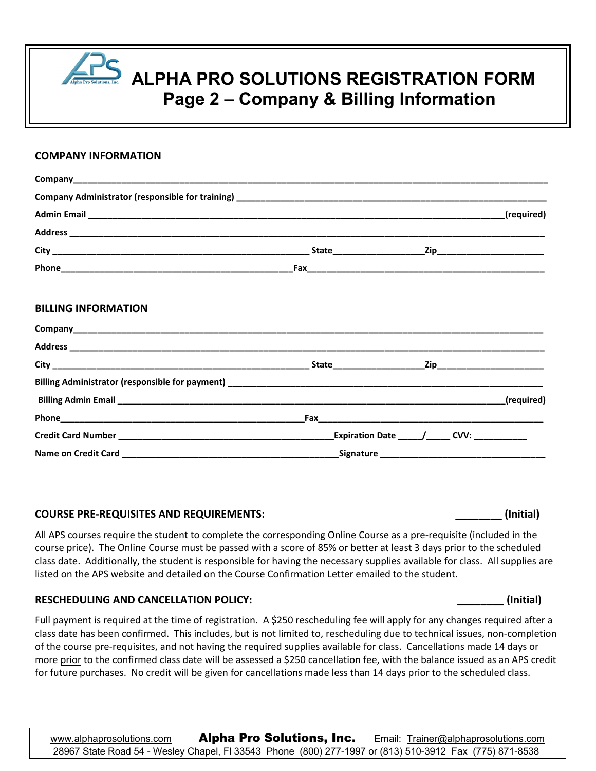# ALPHA PRO SOLUTIONS REGISTRATION FORM
## Page 2 – Company & Billing Information

### COMPANY INFORMATION

**Company**_______________________________________________

**Company Administrator (responsible for training)** _______________________________________________

**Admin Email** _______________________________________________**(required)**

**Address** _______________________________________________

**City** _______________________________ **State**_______________ **Zip**_______________

**Phone**_______________________________ **Fax**_______________________________

### BILLING INFORMATION

**Company**_______________________________________________

**Address** _______________________________________________

**City** _______________________________ **State**_______________ **Zip**_______________

**Billing Administrator (responsible for payment)** _______________________________________________

**Billing Admin Email** _______________________________________________**(required)**

**Phone**_______________________________ **Fax**_______________________________

**Credit Card Number** _______________________________ **Expiration Date** _____/_____ **CVV:** ___________

**Name on Credit Card** _______________________________ **Signature** _______________________________

### COURSE PRE-REQUISITES AND REQUIREMENTS: ________ (Initial)

All APS courses require the student to complete the corresponding Online Course as a pre-requisite (included in the course price). The Online Course must be passed with a score of 85% or better at least 3 days prior to the scheduled class date. Additionally, the student is responsible for having the necessary supplies available for class. All supplies are listed on the APS website and detailed on the Course Confirmation Letter emailed to the student.

### RESCHEDULING AND CANCELLATION POLICY: ________ (Initial)

Full payment is required at the time of registration. A $250 rescheduling fee will apply for any changes required after a class date has been confirmed. This includes, but is not limited to, rescheduling due to technical issues, non-completion of the course pre-requisites, and not having the required supplies available for class. Cancellations made 14 days or more prior to the confirmed class date will be assessed a $250 cancellation fee, with the balance issued as an APS credit for future purchases. No credit will be given for cancellations made less than 14 days prior to the scheduled class.

www.alphaprosolutions.com **Alpha Pro Solutions, Inc.** Email: Trainer@alphaprosolutions.com
28967 State Road 54 - Wesley Chapel, Fl 33543 Phone (800) 277-1997 or (813) 510-3912 Fax (775) 871-8538